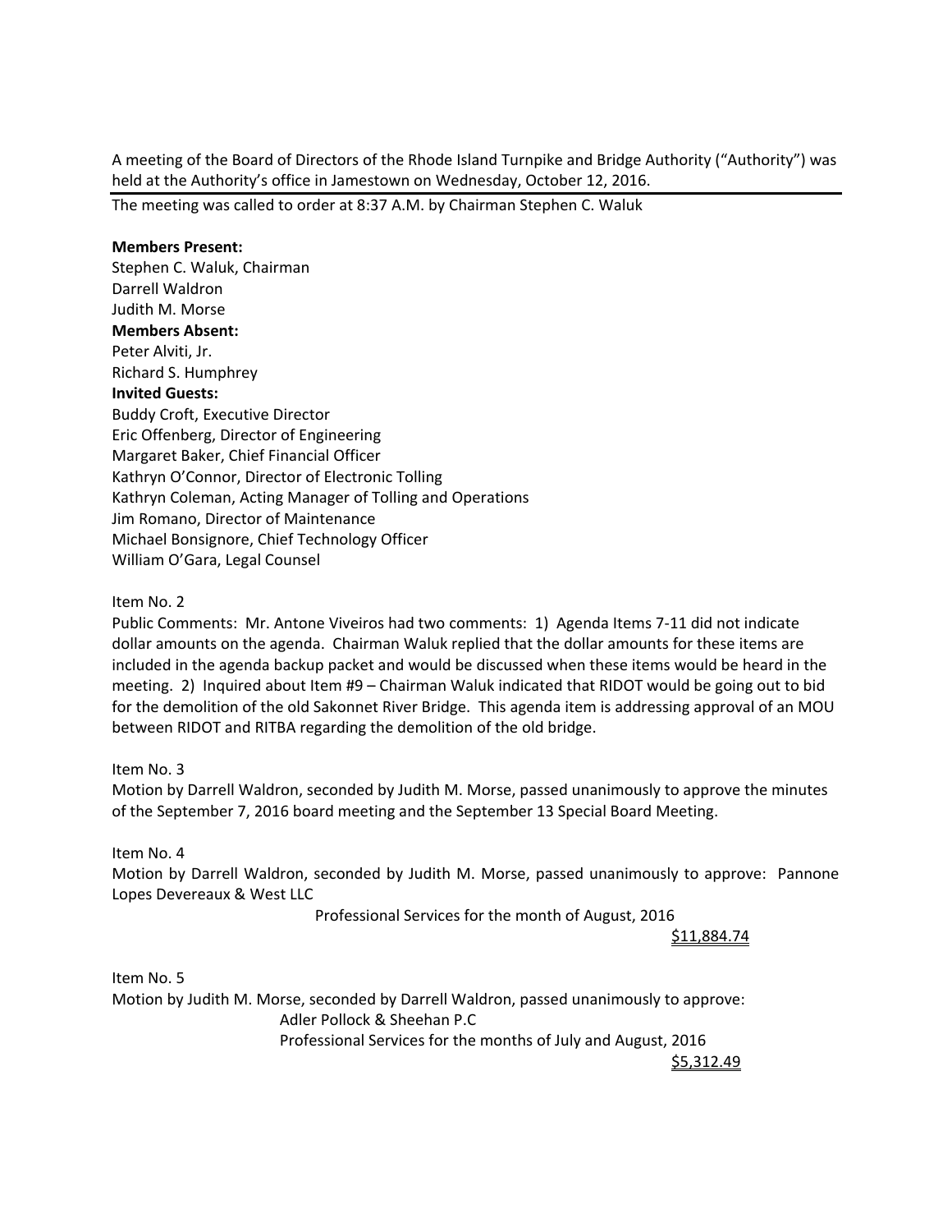A meeting of the Board of Directors of the Rhode Island Turnpike and Bridge Authority ("Authority") was held at the Authority's office in Jamestown on Wednesday, October 12, 2016.

---

The meeting was called to order at 8:37 A.M. by Chairman Stephen C. Waluk

**Members Present:**
Stephen C. Waluk, Chairman
Darrell Waldron
Judith M. Morse

**Members Absent:**
Peter Alviti, Jr.
Richard S. Humphrey

**Invited Guests:**
Buddy Croft, Executive Director
Eric Offenberg, Director of Engineering
Margaret Baker, Chief Financial Officer
Kathryn O'Connor, Director of Electronic Tolling
Kathryn Coleman, Acting Manager of Tolling and Operations
Jim Romano, Director of Maintenance
Michael Bonsignore, Chief Technology Officer
William O'Gara, Legal Counsel

Item No. 2
Public Comments: Mr. Antone Viveiros had two comments: 1) Agenda Items 7-11 did not indicate dollar amounts on the agenda. Chairman Waluk replied that the dollar amounts for these items are included in the agenda backup packet and would be discussed when these items would be heard in the meeting. 2) Inquired about Item #9 – Chairman Waluk indicated that RIDOT would be going out to bid for the demolition of the old Sakonnet River Bridge. This agenda item is addressing approval of an MOU between RIDOT and RITBA regarding the demolition of the old bridge.

Item No. 3
Motion by Darrell Waldron, seconded by Judith M. Morse, passed unanimously to approve the minutes of the September 7, 2016 board meeting and the September 13 Special Board Meeting.

Item No. 4
Motion by Darrell Waldron, seconded by Judith M. Morse, passed unanimously to approve: Pannone Lopes Devereaux & West LLC

Professional Services for the month of August, 2016

$11,884.74

Item No. 5
Motion by Judith M. Morse, seconded by Darrell Waldron, passed unanimously to approve:

Adler Pollock & Sheehan P.C
Professional Services for the months of July and August, 2016

$5,312.49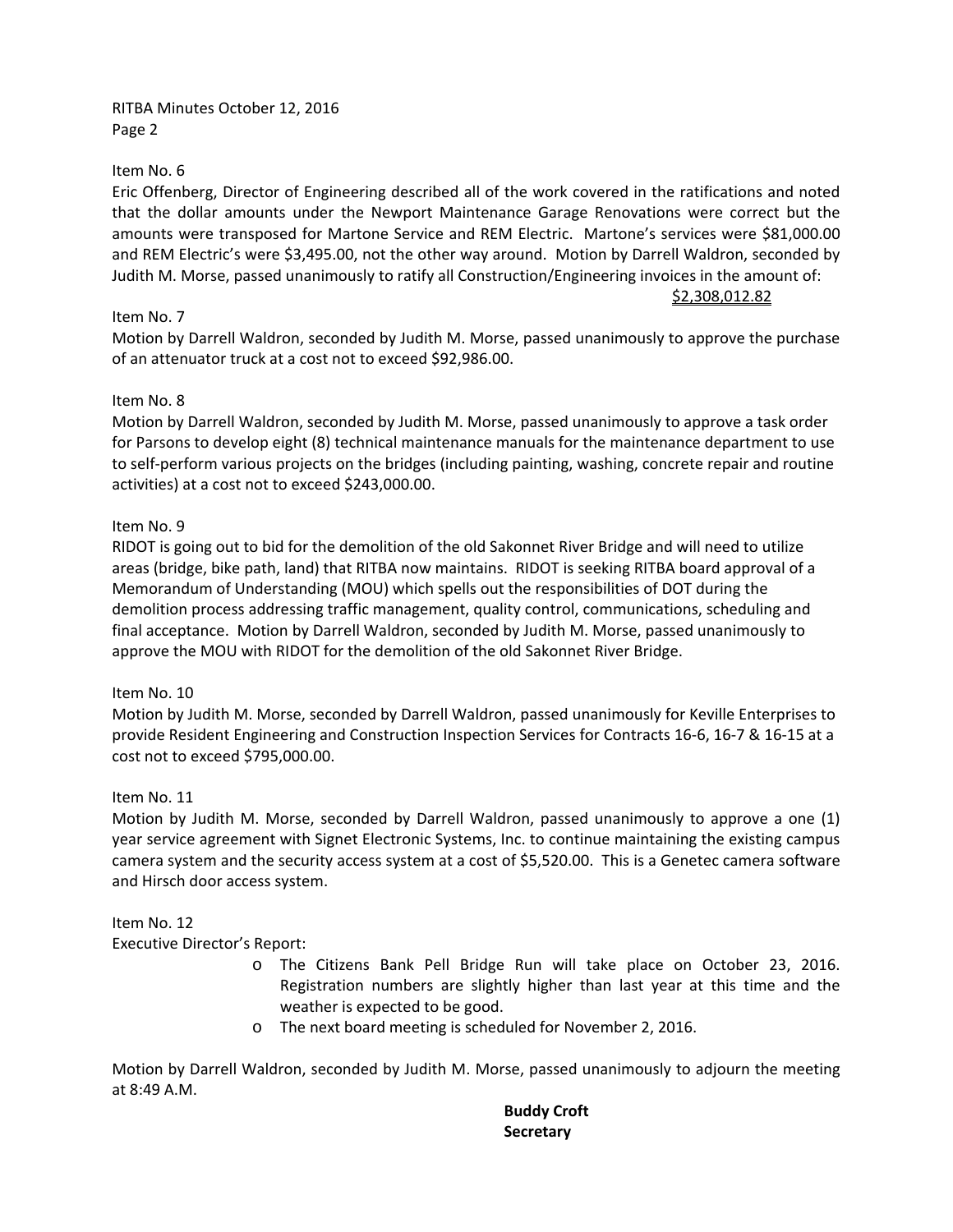Item No. 6

Eric Offenberg, Director of Engineering described all of the work covered in the ratifications and noted that the dollar amounts under the Newport Maintenance Garage Renovations were correct but the amounts were transposed for Martone Service and REM Electric. Martone's services were $81,000.00 and REM Electric's were $3,495.00, not the other way around. Motion by Darrell Waldron, seconded by Judith M. Morse, passed unanimously to ratify all Construction/Engineering invoices in the amount of:

<u>$2,308,012.82</u>

Item No. 7

Motion by Darrell Waldron, seconded by Judith M. Morse, passed unanimously to approve the purchase of an attenuator truck at a cost not to exceed $92,986.00.

Item No. 8

Motion by Darrell Waldron, seconded by Judith M. Morse, passed unanimously to approve a task order for Parsons to develop eight (8) technical maintenance manuals for the maintenance department to use to self-perform various projects on the bridges (including painting, washing, concrete repair and routine activities) at a cost not to exceed $243,000.00.

Item No. 9

RIDOT is going out to bid for the demolition of the old Sakonnet River Bridge and will need to utilize areas (bridge, bike path, land) that RITBA now maintains. RIDOT is seeking RITBA board approval of a Memorandum of Understanding (MOU) which spells out the responsibilities of DOT during the demolition process addressing traffic management, quality control, communications, scheduling and final acceptance. Motion by Darrell Waldron, seconded by Judith M. Morse, passed unanimously to approve the MOU with RIDOT for the demolition of the old Sakonnet River Bridge.

Item No. 10

Motion by Judith M. Morse, seconded by Darrell Waldron, passed unanimously for Keville Enterprises to provide Resident Engineering and Construction Inspection Services for Contracts 16-6, 16-7 & 16-15 at a cost not to exceed $795,000.00.

Item No. 11

Motion by Judith M. Morse, seconded by Darrell Waldron, passed unanimously to approve a one (1) year service agreement with Signet Electronic Systems, Inc. to continue maintaining the existing campus camera system and the security access system at a cost of $5,520.00. This is a Genetec camera software and Hirsch door access system.

Item No. 12

Executive Director's Report:

- The Citizens Bank Pell Bridge Run will take place on October 23, 2016. Registration numbers are slightly higher than last year at this time and the weather is expected to be good.
- The next board meeting is scheduled for November 2, 2016.

Motion by Darrell Waldron, seconded by Judith M. Morse, passed unanimously to adjourn the meeting at 8:49 A.M.

**Buddy Croft**
**Secretary**